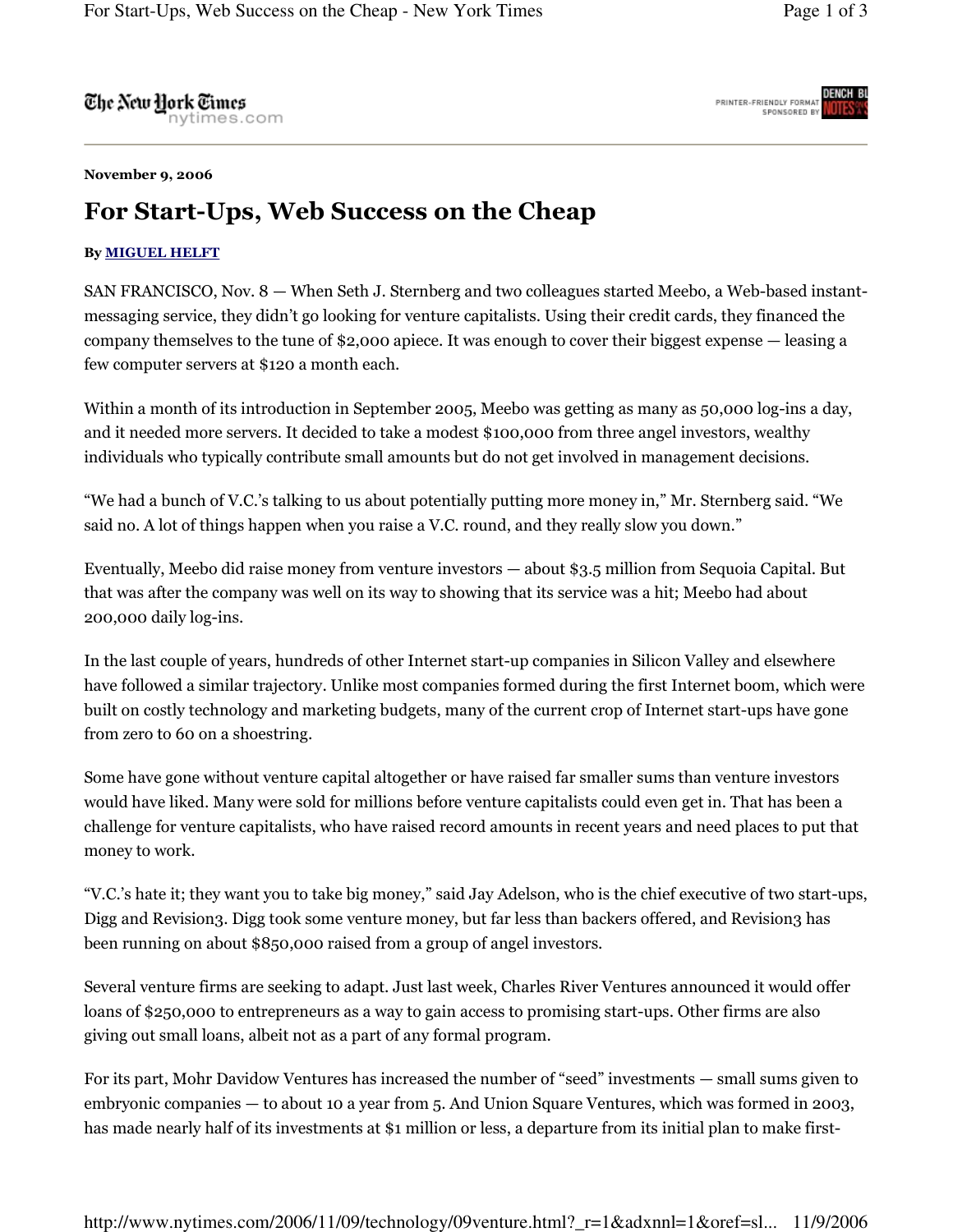November 9, 2006

# For Start-Ups, Web Success on the Cheap

By MIGUEL HELFT

SAN FRANCISCO, Nov. 8 — When Seth J. Sternberg and two colleagues started Meebo, a Web-based instant-messaging service, they didn't go looking for venture capitalists. Using their credit cards, they financed the company themselves to the tune of $2,000 apiece. It was enough to cover their biggest expense — leasing a few computer servers at $120 a month each.

Within a month of its introduction in September 2005, Meebo was getting as many as 50,000 log-ins a day, and it needed more servers. It decided to take a modest $100,000 from three angel investors, wealthy individuals who typically contribute small amounts but do not get involved in management decisions.

"We had a bunch of V.C.'s talking to us about potentially putting more money in," Mr. Sternberg said. "We said no. A lot of things happen when you raise a V.C. round, and they really slow you down."

Eventually, Meebo did raise money from venture investors — about $3.5 million from Sequoia Capital. But that was after the company was well on its way to showing that its service was a hit; Meebo had about 200,000 daily log-ins.

In the last couple of years, hundreds of other Internet start-up companies in Silicon Valley and elsewhere have followed a similar trajectory. Unlike most companies formed during the first Internet boom, which were built on costly technology and marketing budgets, many of the current crop of Internet start-ups have gone from zero to 60 on a shoestring.

Some have gone without venture capital altogether or have raised far smaller sums than venture investors would have liked. Many were sold for millions before venture capitalists could even get in. That has been a challenge for venture capitalists, who have raised record amounts in recent years and need places to put that money to work.

"V.C.'s hate it; they want you to take big money," said Jay Adelson, who is the chief executive of two start-ups, Digg and Revision3. Digg took some venture money, but far less than backers offered, and Revision3 has been running on about $850,000 raised from a group of angel investors.

Several venture firms are seeking to adapt. Just last week, Charles River Ventures announced it would offer loans of $250,000 to entrepreneurs as a way to gain access to promising start-ups. Other firms are also giving out small loans, albeit not as a part of any formal program.

For its part, Mohr Davidow Ventures has increased the number of "seed" investments — small sums given to embryonic companies — to about 10 a year from 5. And Union Square Ventures, which was formed in 2003, has made nearly half of its investments at $1 million or less, a departure from its initial plan to make first-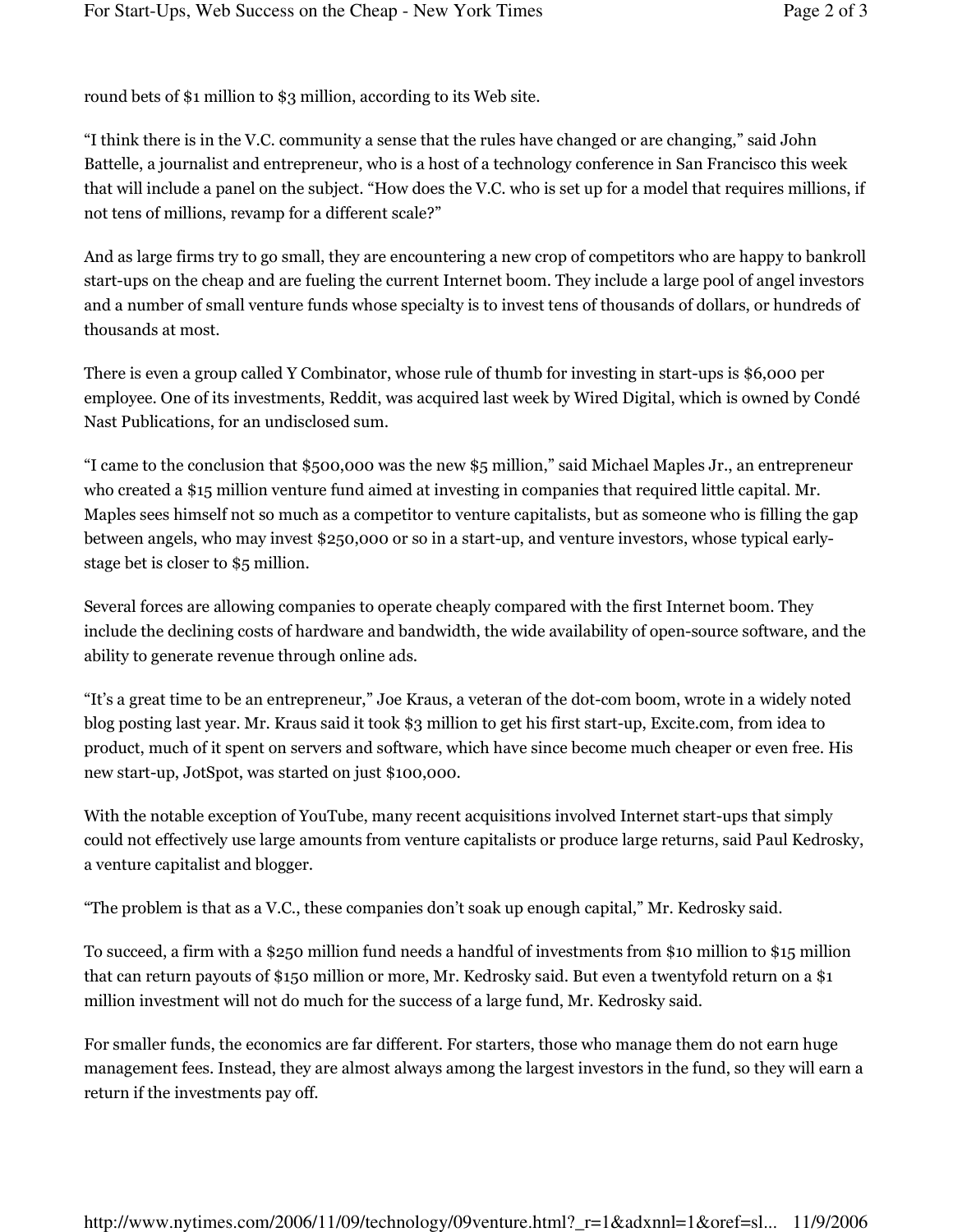round bets of $1 million to $3 million, according to its Web site.

“I think there is in the V.C. community a sense that the rules have changed or are changing,” said John Battelle, a journalist and entrepreneur, who is a host of a technology conference in San Francisco this week that will include a panel on the subject. “How does the V.C. who is set up for a model that requires millions, if not tens of millions, revamp for a different scale?”

And as large firms try to go small, they are encountering a new crop of competitors who are happy to bankroll start-ups on the cheap and are fueling the current Internet boom. They include a large pool of angel investors and a number of small venture funds whose specialty is to invest tens of thousands of dollars, or hundreds of thousands at most.

There is even a group called Y Combinator, whose rule of thumb for investing in start-ups is $6,000 per employee. One of its investments, Reddit, was acquired last week by Wired Digital, which is owned by Condé Nast Publications, for an undisclosed sum.

“I came to the conclusion that $500,000 was the new $5 million,” said Michael Maples Jr., an entrepreneur who created a $15 million venture fund aimed at investing in companies that required little capital. Mr. Maples sees himself not so much as a competitor to venture capitalists, but as someone who is filling the gap between angels, who may invest $250,000 or so in a start-up, and venture investors, whose typical early-stage bet is closer to $5 million.

Several forces are allowing companies to operate cheaply compared with the first Internet boom. They include the declining costs of hardware and bandwidth, the wide availability of open-source software, and the ability to generate revenue through online ads.

“It’s a great time to be an entrepreneur,” Joe Kraus, a veteran of the dot-com boom, wrote in a widely noted blog posting last year. Mr. Kraus said it took $3 million to get his first start-up, Excite.com, from idea to product, much of it spent on servers and software, which have since become much cheaper or even free. His new start-up, JotSpot, was started on just $100,000.

With the notable exception of YouTube, many recent acquisitions involved Internet start-ups that simply could not effectively use large amounts from venture capitalists or produce large returns, said Paul Kedrosky, a venture capitalist and blogger.

“The problem is that as a V.C., these companies don’t soak up enough capital,” Mr. Kedrosky said.

To succeed, a firm with a $250 million fund needs a handful of investments from $10 million to $15 million that can return payouts of $150 million or more, Mr. Kedrosky said. But even a twentyfold return on a $1 million investment will not do much for the success of a large fund, Mr. Kedrosky said.

For smaller funds, the economics are far different. For starters, those who manage them do not earn huge management fees. Instead, they are almost always among the largest investors in the fund, so they will earn a return if the investments pay off.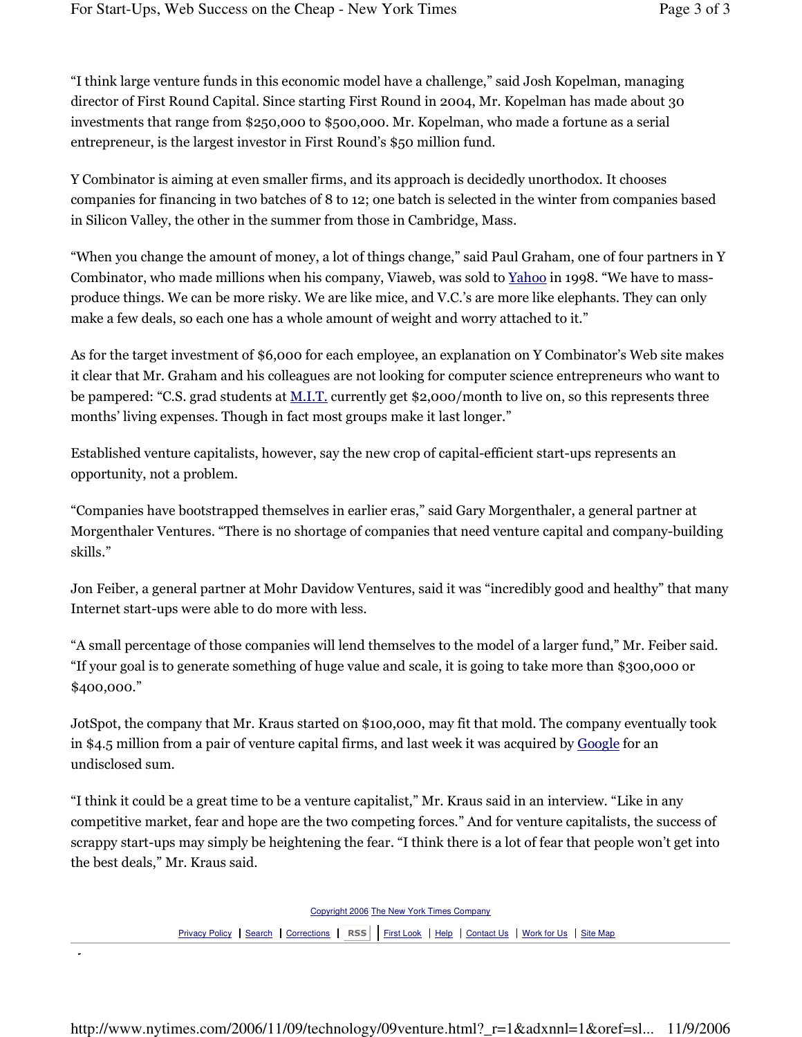"I think large venture funds in this economic model have a challenge," said Josh Kopelman, managing director of First Round Capital. Since starting First Round in 2004, Mr. Kopelman has made about 30 investments that range from $250,000 to $500,000. Mr. Kopelman, who made a fortune as a serial entrepreneur, is the largest investor in First Round's $50 million fund.

Y Combinator is aiming at even smaller firms, and its approach is decidedly unorthodox. It chooses companies for financing in two batches of 8 to 12; one batch is selected in the winter from companies based in Silicon Valley, the other in the summer from those in Cambridge, Mass.

"When you change the amount of money, a lot of things change," said Paul Graham, one of four partners in Y Combinator, who made millions when his company, Viaweb, was sold to Yahoo in 1998. "We have to mass-produce things. We can be more risky. We are like mice, and V.C.'s are more like elephants. They can only make a few deals, so each one has a whole amount of weight and worry attached to it."

As for the target investment of $6,000 for each employee, an explanation on Y Combinator's Web site makes it clear that Mr. Graham and his colleagues are not looking for computer science entrepreneurs who want to be pampered: "C.S. grad students at M.I.T. currently get $2,000/month to live on, so this represents three months' living expenses. Though in fact most groups make it last longer."

Established venture capitalists, however, say the new crop of capital-efficient start-ups represents an opportunity, not a problem.

"Companies have bootstrapped themselves in earlier eras," said Gary Morgenthaler, a general partner at Morgenthaler Ventures. "There is no shortage of companies that need venture capital and company-building skills."

Jon Feiber, a general partner at Mohr Davidow Ventures, said it was "incredibly good and healthy" that many Internet start-ups were able to do more with less.

"A small percentage of those companies will lend themselves to the model of a larger fund," Mr. Feiber said. "If your goal is to generate something of huge value and scale, it is going to take more than $300,000 or $400,000."

JotSpot, the company that Mr. Kraus started on $100,000, may fit that mold. The company eventually took in $4.5 million from a pair of venture capital firms, and last week it was acquired by Google for an undisclosed sum.

"I think it could be a great time to be a venture capitalist," Mr. Kraus said in an interview. "Like in any competitive market, fear and hope are the two competing forces." And for venture capitalists, the success of scrappy start-ups may simply be heightening the fear. "I think there is a lot of fear that people won't get into the best deals," Mr. Kraus said.

Copyright 2006 The New York Times Company

Privacy Policy | Search | Corrections | RSS | First Look | Help | Contact Us | Work for Us | Site Map